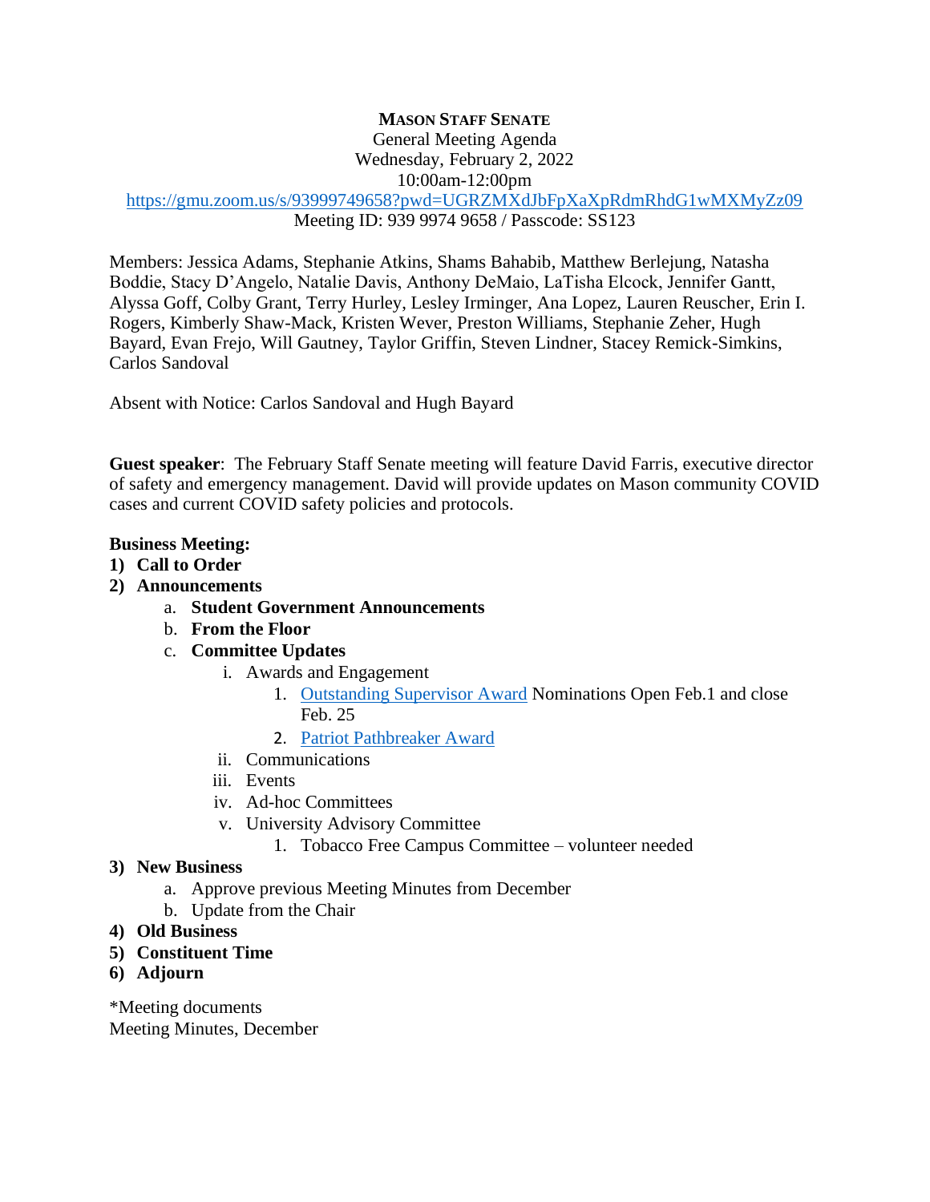# MASON STAFF SENATE

General Meeting Agenda
Wednesday, February 2, 2022
10:00am-12:00pm
https://gmu.zoom.us/s/93999749658?pwd=UGRZMXdJbFpXaXpRdmRhdG1wMXMyZz09
Meeting ID: 939 9974 9658 / Passcode: SS123

Members: Jessica Adams, Stephanie Atkins, Shams Bahabib, Matthew Berlejung, Natasha Boddie, Stacy D'Angelo, Natalie Davis, Anthony DeMaio, LaTisha Elcock, Jennifer Gantt, Alyssa Goff, Colby Grant, Terry Hurley, Lesley Irminger, Ana Lopez, Lauren Reuscher, Erin I. Rogers, Kimberly Shaw-Mack, Kristen Wever, Preston Williams, Stephanie Zeher, Hugh Bayard, Evan Frejo, Will Gautney, Taylor Griffin, Steven Lindner, Stacey Remick-Simkins, Carlos Sandoval

Absent with Notice: Carlos Sandoval and Hugh Bayard

**Guest speaker**: The February Staff Senate meeting will feature David Farris, executive director of safety and emergency management. David will provide updates on Mason community COVID cases and current COVID safety policies and protocols.

**Business Meeting:**

1) **Call to Order**
2) **Announcements**
    a. **Student Government Announcements**
    b. **From the Floor**
    c. **Committee Updates**
        i. Awards and Engagement
            1. Outstanding Supervisor Award Nominations Open Feb.1 and close Feb. 25
            2. Patriot Pathbreaker Award
        ii. Communications
        iii. Events
        iv. Ad-hoc Committees
        v. University Advisory Committee
            1. Tobacco Free Campus Committee – volunteer needed
3) **New Business**
    a. Approve previous Meeting Minutes from December
    b. Update from the Chair
4) **Old Business**
5) **Constituent Time**
6) **Adjourn**

*Meeting documents
Meeting Minutes, December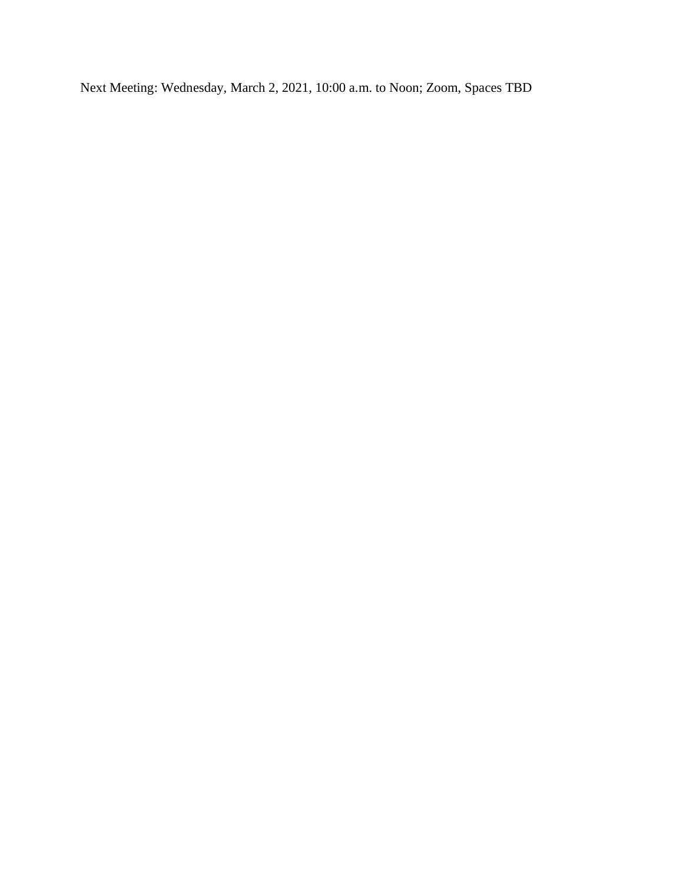Next Meeting: Wednesday, March 2, 2021, 10:00 a.m. to Noon; Zoom, Spaces TBD